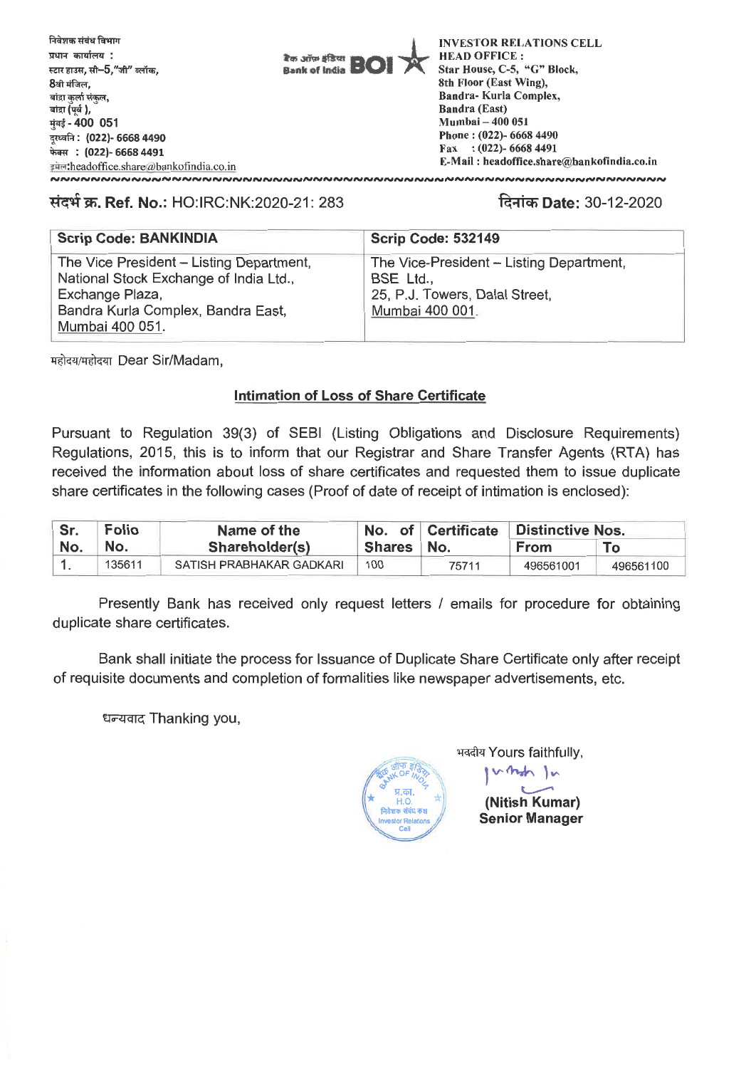निवेशक संबंध विभाग
प्रधान कार्यालय :
स्टार हाउस, सी–5,"जी" ब्लॉक,
8वी मंजिल,
बांद्रा कुर्ला संकुल,
बांद्रा (पूर्व ),
मुंबई - 400 051
दूरध्वनि : (022)- 6668 4490
फेक्स : (022)- 6668 4491
इमेल:headoffice.share@bankofindia.co.in

बैंक ऑफ इंडिया Bank of India BOI

INVESTOR RELATIONS CELL
HEAD OFFICE :
Star House, C-5, "G" Block,
8th Floor (East Wing),
Bandra- Kurla Complex,
Bandra (East)
Mumbai – 400 051
Phone : (022)- 6668 4490
Fax : (022)- 6668 4491
E-Mail : headoffice.share@bankofindia.co.in

संदर्भ क्र. **Ref. No.:** HO:IRC:NK:2020-21: 283

दिनांक **Date:** 30-12-2020

| **Scrip Code: BANKINDIA** | **Scrip Code: 532149** |
|---|---|
| The Vice President – Listing Department, National Stock Exchange of India Ltd., Exchange Plaza, Bandra Kurla Complex, Bandra East, Mumbai 400 051. | The Vice-President – Listing Department, BSE Ltd., 25, P.J. Towers, Dalal Street, Mumbai 400 001. |

महोदय/महोदया Dear Sir/Madam,

## Intimation of Loss of Share Certificate

Pursuant to Regulation 39(3) of SEBI (Listing Obligations and Disclosure Requirements) Regulations, 2015, this is to inform that our Registrar and Share Transfer Agents (RTA) has received the information about loss of share certificates and requested them to issue duplicate share certificates in the following cases (Proof of date of receipt of intimation is enclosed):

| Sr. No. | Folio No. | Name of the Shareholder(s) | No. of Shares | Certificate No. | Distinctive Nos. | |
|---|---|---|---|---|---|---|
| | | | | | From | To |
| 1. | 135611 | SATISH PRABHAKAR GADKARI | 100 | 75711 | 496561001 | 496561100 |

Presently Bank has received only request letters / emails for procedure for obtaining duplicate share certificates.

Bank shall initiate the process for Issuance of Duplicate Share Certificate only after receipt of requisite documents and completion of formalities like newspaper advertisements, etc.

धन्यवाद Thanking you,

भवदीय Yours faithfully,

**(Nitish Kumar)**
**Senior Manager**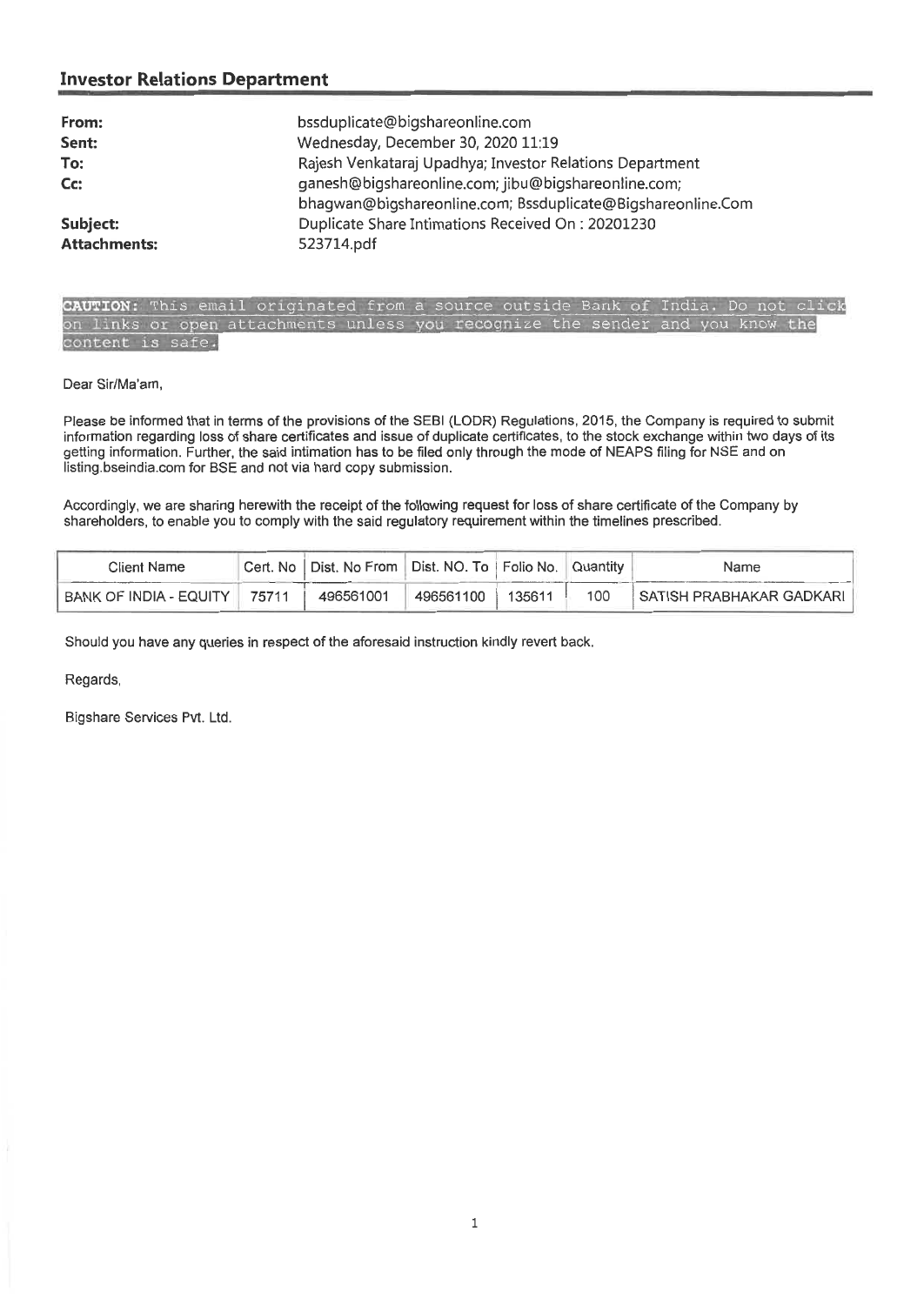## Investor Relations Department

| | |
|---|---|
| **From:** | bssduplicate@bigshareonline.com |
| **Sent:** | Wednesday, December 30, 2020 11:19 |
| **To:** | Rajesh Venkataraj Upadhya; Investor Relations Department |
| **Cc:** | ganesh@bigshareonline.com; jibu@bigshareonline.com; bhagwan@bigshareonline.com; Bssduplicate@Bigshareonline.Com |
| **Subject:** | Duplicate Share Intimations Received On : 20201230 |
| **Attachments:** | 523714.pdf |

**CAUTION:** This email originated from a source outside Bank of India. Do not click on links or open attachments unless you recognize the sender and you know the content is safe.

Dear Sir/Ma'am,

Please be informed that in terms of the provisions of the SEBI (LODR) Regulations, 2015, the Company is required to submit information regarding loss of share certificates and issue of duplicate certificates, to the stock exchange within two days of its getting information. Further, the said intimation has to be filed only through the mode of NEAPS filing for NSE and on listing.bseindia.com for BSE and not via hard copy submission.

Accordingly, we are sharing herewith the receipt of the following request for loss of share certificate of the Company by shareholders, to enable you to comply with the said regulatory requirement within the timelines prescribed.

| Client Name | Cert. No | Dist. No From | Dist. NO. To | Folio No. | Quantity | Name |
|---|---|---|---|---|---|---|
| BANK OF INDIA - EQUITY | 75711 | 496561001 | 496561100 | 135611 | 100 | SATISH PRABHAKAR GADKARI |

Should you have any queries in respect of the aforesaid instruction kindly revert back.

Regards,

Bigshare Services Pvt. Ltd.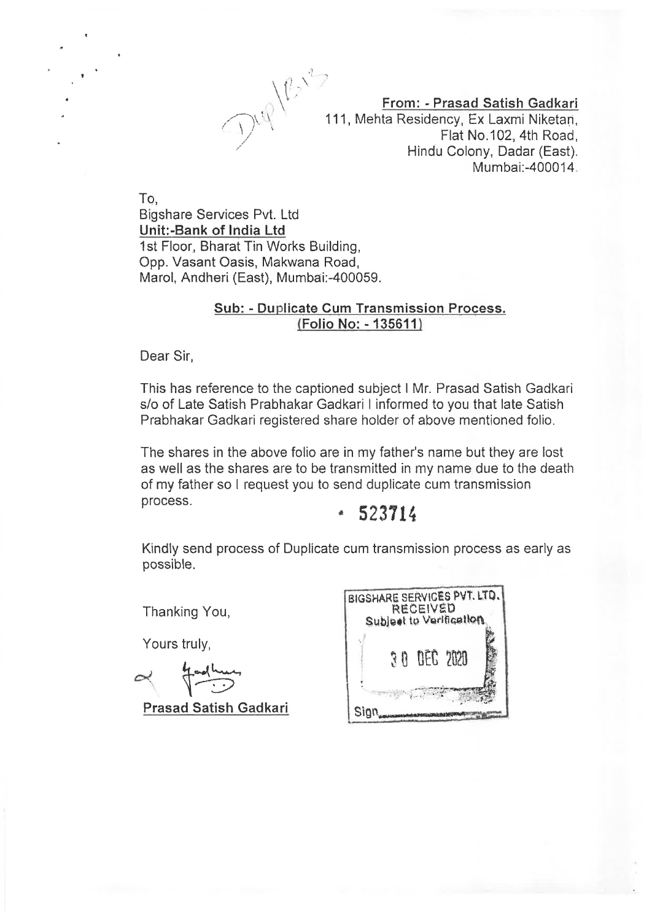Dup 1B13

**From: - Prasad Satish Gadkari**
111, Mehta Residency, Ex Laxmi Niketan,
Flat No.102, 4th Road,
Hindu Colony, Dadar (East).
Mumbai:-400014.

To,
Bigshare Services Pvt. Ltd
**Unit:-Bank of India Ltd**
1st Floor, Bharat Tin Works Building,
Opp. Vasant Oasis, Makwana Road,
Marol, Andheri (East), Mumbai:-400059.

**Sub: - Duplicate Cum Transmission Process.**
**(Folio No: - 135611)**

Dear Sir,

This has reference to the captioned subject I Mr. Prasad Satish Gadkari s/o of Late Satish Prabhakar Gadkari I informed to you that late Satish Prabhakar Gadkari registered share holder of above mentioned folio.

The shares in the above folio are in my father's name but they are lost as well as the shares are to be transmitted in my name due to the death of my father so I request you to send duplicate cum transmission process.

523714

Kindly send process of Duplicate cum transmission process as early as possible.

Thanking You,

Yours truly,

**Prasad Satish Gadkari**

BIGSHARE SERVICES PVT. LTD.
RECEIVED
Subject to Verification
30 DEC 2020
Sign